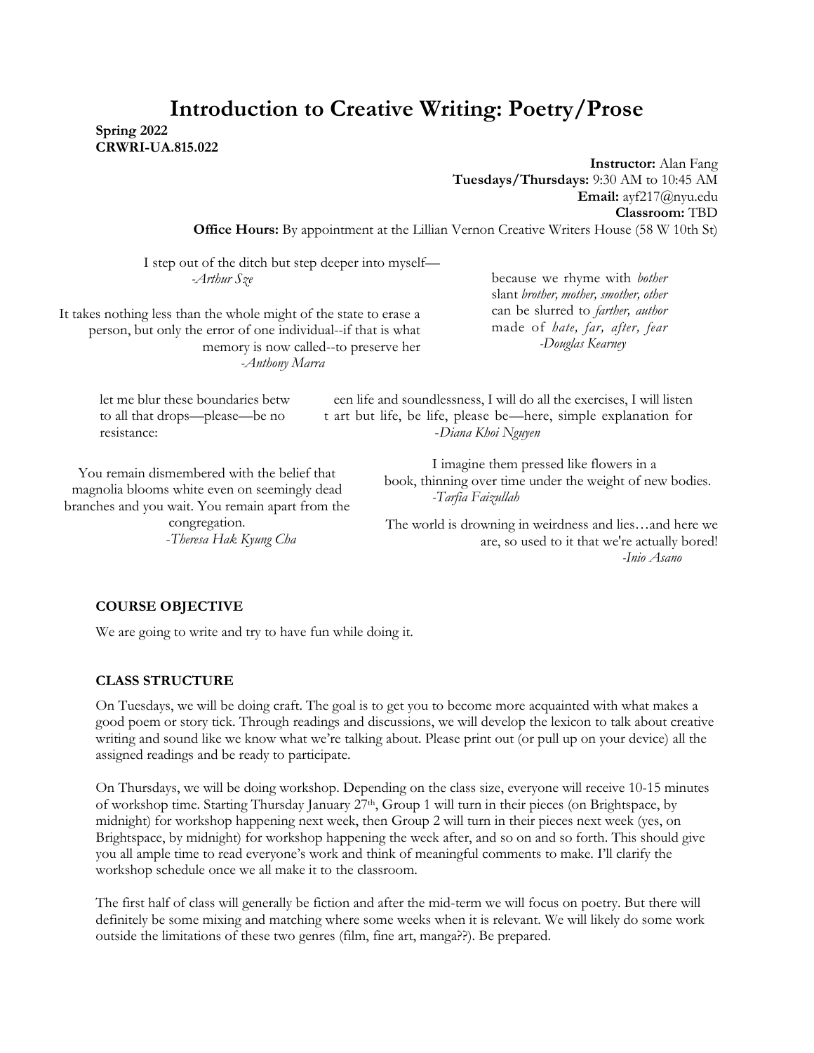# Introduction to Creative Writing: Poetry/Prose

**Spring 2022**
**CRWRI-UA.815.022**

**Instructor:** Alan Fang
**Tuesdays/Thursdays:** 9:30 AM to 10:45 AM
**Email:** ayf217@nyu.edu
**Classroom:** TBD
**Office Hours:** By appointment at the Lillian Vernon Creative Writers House (58 W 10th St)

I step out of the ditch but step deeper into myself—
*-Arthur Sze*

because we rhyme with *bother*
slant *brother, mother, smother, other*
can be slurred to *farther, author*
made of *hate, far, after, fear*
*-Douglas Kearney*

It takes nothing less than the whole might of the state to erase a person, but only the error of one individual--if that is what memory is now called--to preserve her
*-Anthony Marra*

let me blur these boundaries betw
to all that drops—please—be no
resistance:

een life and soundlessness, I will do all the exercises, I will listen
t art but life, be life, please be—here, simple explanation for
*-Diana Khoi Nguyen*

You remain dismembered with the belief that magnolia blooms white even on seemingly dead branches and you wait. You remain apart from the congregation.
*-Theresa Hak Kyung Cha*

I imagine them pressed like flowers in a
book, thinning over time under the weight of new bodies.
*-Tarfia Faizullah*

The world is drowning in weirdness and lies…and here we are, so used to it that we're actually bored!
*-Inio Asano*

### COURSE OBJECTIVE

We are going to write and try to have fun while doing it.

### CLASS STRUCTURE

On Tuesdays, we will be doing craft. The goal is to get you to become more acquainted with what makes a good poem or story tick. Through readings and discussions, we will develop the lexicon to talk about creative writing and sound like we know what we're talking about. Please print out (or pull up on your device) all the assigned readings and be ready to participate.

On Thursdays, we will be doing workshop. Depending on the class size, everyone will receive 10-15 minutes of workshop time. Starting Thursday January 27th, Group 1 will turn in their pieces (on Brightspace, by midnight) for workshop happening next week, then Group 2 will turn in their pieces next week (yes, on Brightspace, by midnight) for workshop happening the week after, and so on and so forth. This should give you all ample time to read everyone's work and think of meaningful comments to make. I'll clarify the workshop schedule once we all make it to the classroom.

The first half of class will generally be fiction and after the mid-term we will focus on poetry. But there will definitely be some mixing and matching where some weeks when it is relevant. We will likely do some work outside the limitations of these two genres (film, fine art, manga??). Be prepared.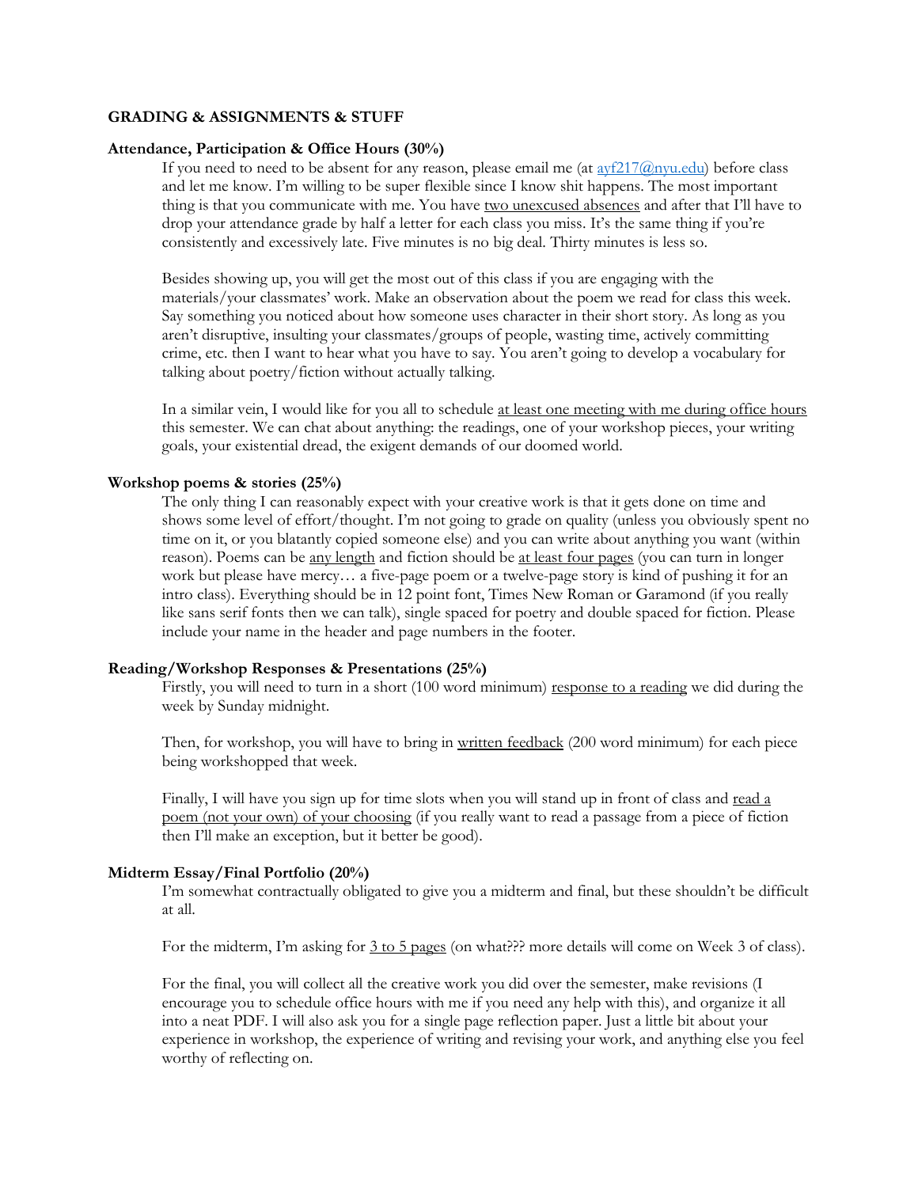## GRADING & ASSIGNMENTS & STUFF

### Attendance, Participation & Office Hours (30%)

If you need to need to be absent for any reason, please email me (at ayf217@nyu.edu) before class and let me know. I'm willing to be super flexible since I know shit happens. The most important thing is that you communicate with me. You have <u>two unexcused absences</u> and after that I'll have to drop your attendance grade by half a letter for each class you miss. It's the same thing if you're consistently and excessively late. Five minutes is no big deal. Thirty minutes is less so.

Besides showing up, you will get the most out of this class if you are engaging with the materials/your classmates' work. Make an observation about the poem we read for class this week. Say something you noticed about how someone uses character in their short story. As long as you aren't disruptive, insulting your classmates/groups of people, wasting time, actively committing crime, etc. then I want to hear what you have to say. You aren't going to develop a vocabulary for talking about poetry/fiction without actually talking.

In a similar vein, I would like for you all to schedule <u>at least one meeting with me during office hours</u> this semester. We can chat about anything: the readings, one of your workshop pieces, your writing goals, your existential dread, the exigent demands of our doomed world.

### Workshop poems & stories (25%)

The only thing I can reasonably expect with your creative work is that it gets done on time and shows some level of effort/thought. I'm not going to grade on quality (unless you obviously spent no time on it, or you blatantly copied someone else) and you can write about anything you want (within reason). Poems can be <u>any length</u> and fiction should be <u>at least four pages</u> (you can turn in longer work but please have mercy… a five-page poem or a twelve-page story is kind of pushing it for an intro class). Everything should be in 12 point font, Times New Roman or Garamond (if you really like sans serif fonts then we can talk), single spaced for poetry and double spaced for fiction. Please include your name in the header and page numbers in the footer.

### Reading/Workshop Responses & Presentations (25%)

Firstly, you will need to turn in a short (100 word minimum) <u>response to a reading</u> we did during the week by Sunday midnight.

Then, for workshop, you will have to bring in <u>written feedback</u> (200 word minimum) for each piece being workshopped that week.

Finally, I will have you sign up for time slots when you will stand up in front of class and <u>read a poem (not your own) of your choosing</u> (if you really want to read a passage from a piece of fiction then I'll make an exception, but it better be good).

### Midterm Essay/Final Portfolio (20%)

I'm somewhat contractually obligated to give you a midterm and final, but these shouldn't be difficult at all.

For the midterm, I'm asking for <u>3 to 5 pages</u> (on what??? more details will come on Week 3 of class).

For the final, you will collect all the creative work you did over the semester, make revisions (I encourage you to schedule office hours with me if you need any help with this), and organize it all into a neat PDF. I will also ask you for a single page reflection paper. Just a little bit about your experience in workshop, the experience of writing and revising your work, and anything else you feel worthy of reflecting on.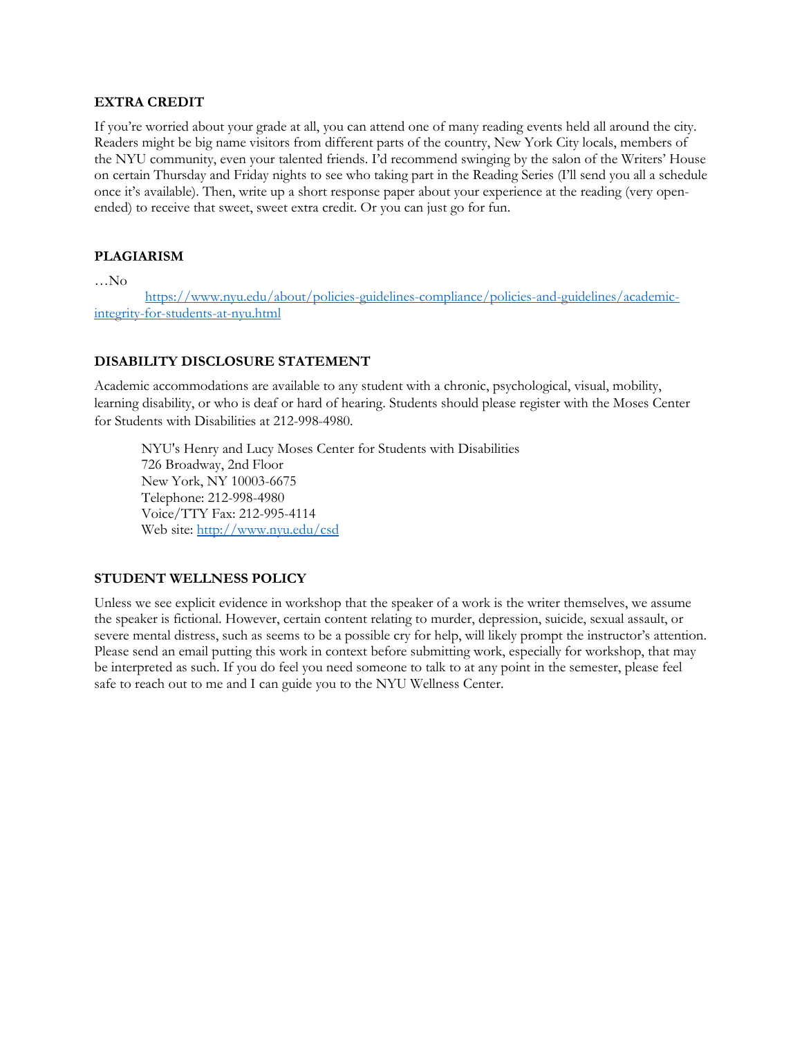**EXTRA CREDIT**

If you're worried about your grade at all, you can attend one of many reading events held all around the city. Readers might be big name visitors from different parts of the country, New York City locals, members of the NYU community, even your talented friends. I'd recommend swinging by the salon of the Writers' House on certain Thursday and Friday nights to see who taking part in the Reading Series (I'll send you all a schedule once it's available). Then, write up a short response paper about your experience at the reading (very open-ended) to receive that sweet, sweet extra credit. Or you can just go for fun.

**PLAGIARISM**

…No

https://www.nyu.edu/about/policies-guidelines-compliance/policies-and-guidelines/academic-integrity-for-students-at-nyu.html

**DISABILITY DISCLOSURE STATEMENT**

Academic accommodations are available to any student with a chronic, psychological, visual, mobility, learning disability, or who is deaf or hard of hearing. Students should please register with the Moses Center for Students with Disabilities at 212-998-4980.

> NYU's Henry and Lucy Moses Center for Students with Disabilities
> 726 Broadway, 2nd Floor
> New York, NY 10003-6675
> Telephone: 212-998-4980
> Voice/TTY Fax: 212-995-4114
> Web site: http://www.nyu.edu/csd

**STUDENT WELLNESS POLICY**

Unless we see explicit evidence in workshop that the speaker of a work is the writer themselves, we assume the speaker is fictional. However, certain content relating to murder, depression, suicide, sexual assault, or severe mental distress, such as seems to be a possible cry for help, will likely prompt the instructor's attention. Please send an email putting this work in context before submitting work, especially for workshop, that may be interpreted as such. If you do feel you need someone to talk to at any point in the semester, please feel safe to reach out to me and I can guide you to the NYU Wellness Center.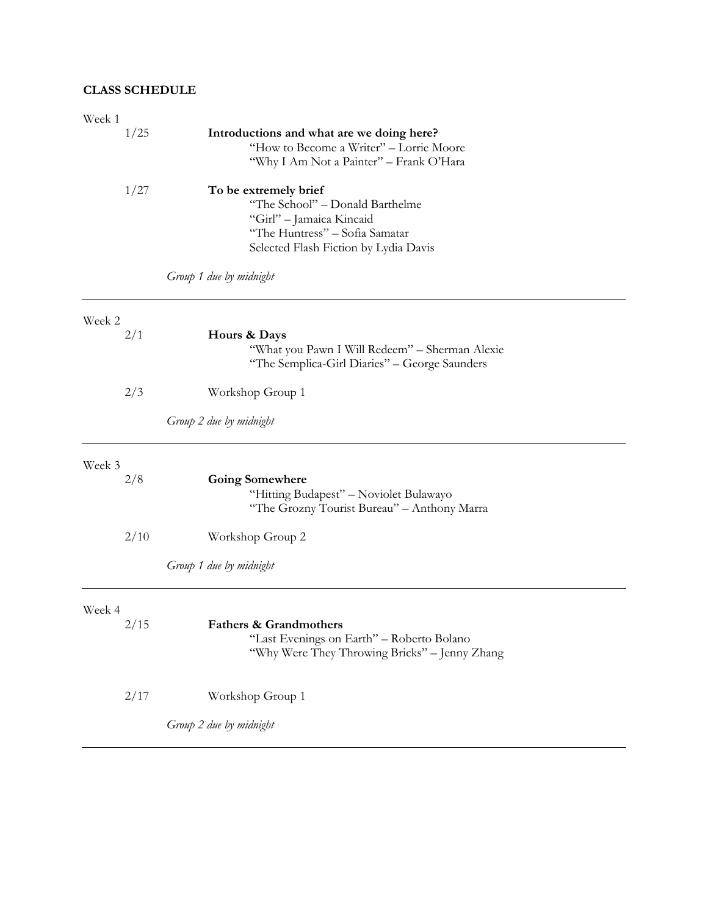**CLASS SCHEDULE**

Week 1

1/25 **Introductions and what are we doing here?**

"How to Become a Writer" – Lorrie Moore
"Why I Am Not a Painter" – Frank O'Hara

1/27 **To be extremely brief**

"The School" – Donald Barthelme
"Girl" – Jamaica Kincaid
"The Huntress" – Sofia Samatar
Selected Flash Fiction by Lydia Davis

*Group 1 due by midnight*

---

Week 2

2/1 **Hours & Days**

"What you Pawn I Will Redeem" – Sherman Alexie
"The Semplica-Girl Diaries" – George Saunders

2/3 Workshop Group 1

*Group 2 due by midnight*

---

Week 3

2/8 **Going Somewhere**

"Hitting Budapest" – Noviolet Bulawayo
"The Grozny Tourist Bureau" – Anthony Marra

2/10 Workshop Group 2

*Group 1 due by midnight*

---

Week 4

2/15 **Fathers & Grandmothers**

"Last Evenings on Earth" – Roberto Bolano
"Why Were They Throwing Bricks" – Jenny Zhang

2/17 Workshop Group 1

*Group 2 due by midnight*

---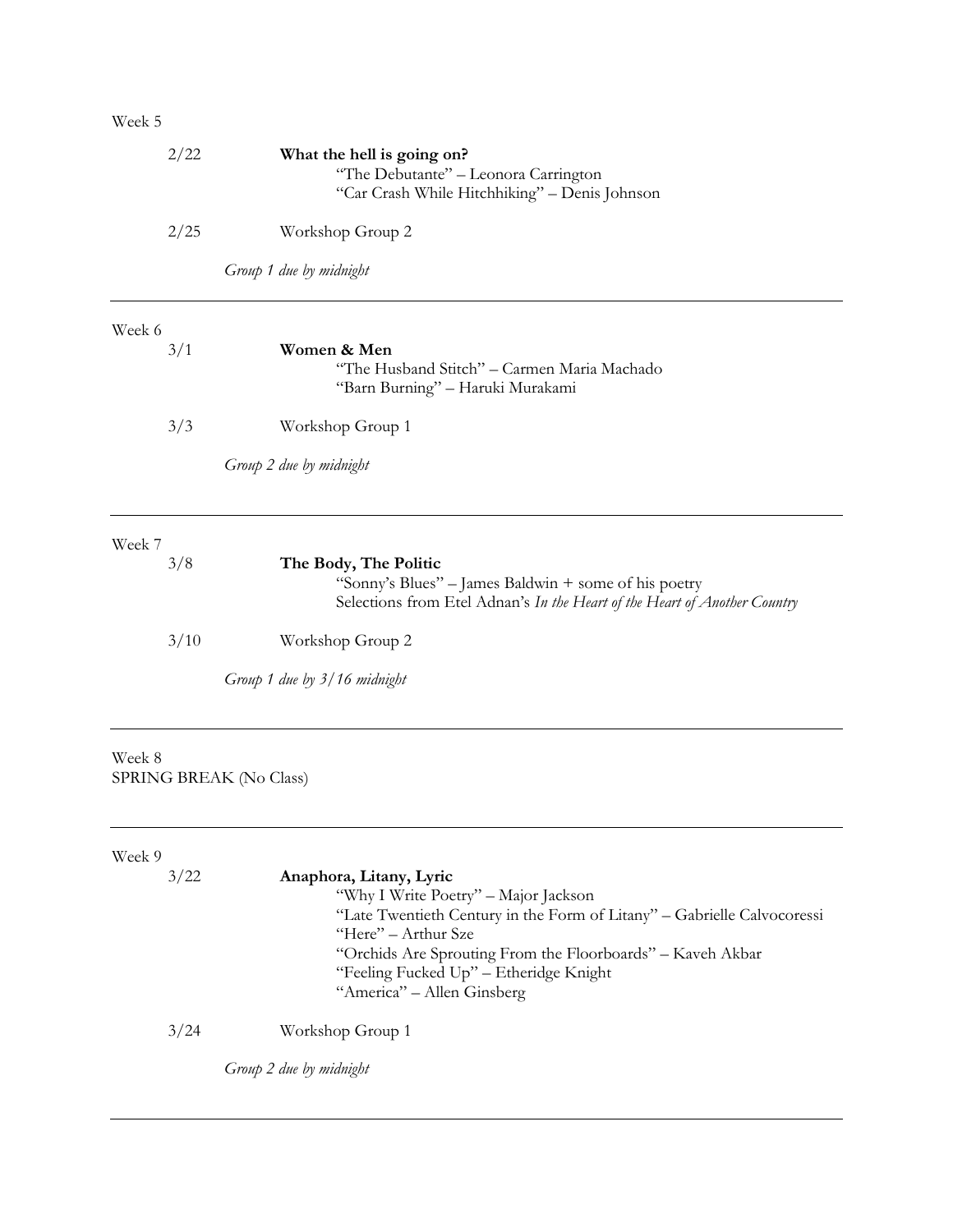Week 5

2/22 **What the hell is going on?**

"The Debutante" – Leonora Carrington

"Car Crash While Hitchhiking" – Denis Johnson

2/25 Workshop Group 2

*Group 1 due by midnight*

---

Week 6

3/1 **Women & Men**

"The Husband Stitch" – Carmen Maria Machado

"Barn Burning" – Haruki Murakami

3/3 Workshop Group 1

*Group 2 due by midnight*

---

Week 7

3/8 **The Body, The Politic**

"Sonny's Blues" – James Baldwin + some of his poetry

Selections from Etel Adnan's *In the Heart of the Heart of Another Country*

3/10 Workshop Group 2

*Group 1 due by 3/16 midnight*

---

Week 8

SPRING BREAK (No Class)

---

Week 9

3/22 **Anaphora, Litany, Lyric**

"Why I Write Poetry" – Major Jackson

"Late Twentieth Century in the Form of Litany" – Gabrielle Calvocoressi

"Here" – Arthur Sze

"Orchids Are Sprouting From the Floorboards" – Kaveh Akbar

"Feeling Fucked Up" – Etheridge Knight

"America" – Allen Ginsberg

3/24 Workshop Group 1

*Group 2 due by midnight*

---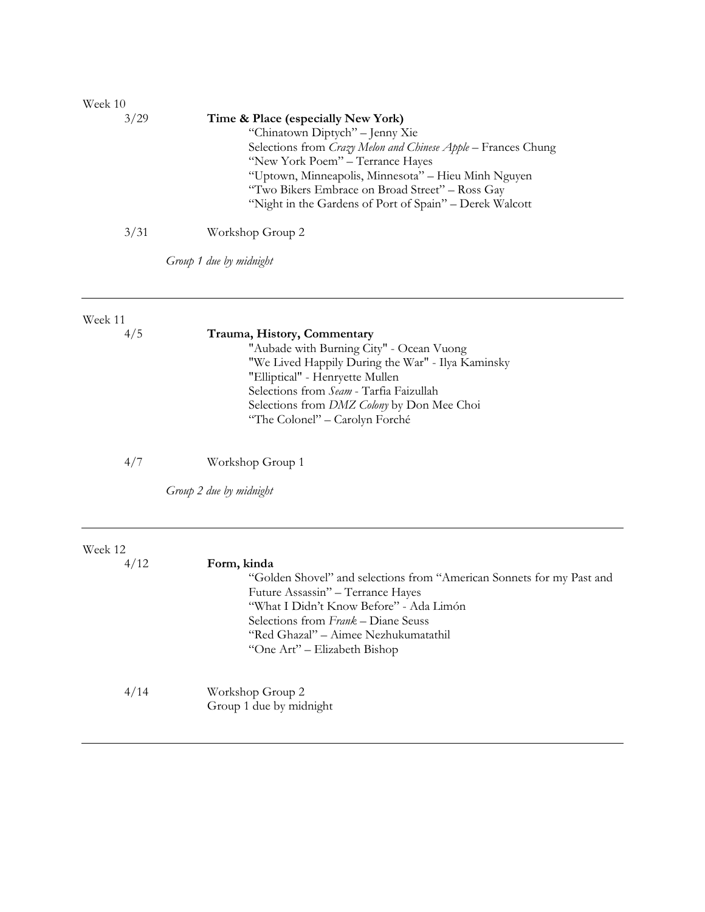Week 10

3/29 **Time & Place (especially New York)**

- "Chinatown Diptych" – Jenny Xie
- Selections from *Crazy Melon and Chinese Apple* – Frances Chung
- "New York Poem" – Terrance Hayes
- "Uptown, Minneapolis, Minnesota" – Hieu Minh Nguyen
- "Two Bikers Embrace on Broad Street" – Ross Gay
- "Night in the Gardens of Port of Spain" – Derek Walcott

3/31 Workshop Group 2

*Group 1 due by midnight*

---

Week 11

4/5 **Trauma, History, Commentary**

- "Aubade with Burning City" - Ocean Vuong
- "We Lived Happily During the War" - Ilya Kaminsky
- "Elliptical" - Henryette Mullen
- Selections from *Seam* - Tarfia Faizullah
- Selections from *DMZ Colony* by Don Mee Choi
- "The Colonel" – Carolyn Forché

4/7 Workshop Group 1

*Group 2 due by midnight*

---

Week 12

4/12 **Form, kinda**

- "Golden Shovel" and selections from "American Sonnets for my Past and Future Assassin" – Terrance Hayes
- "What I Didn't Know Before" - Ada Limón
- Selections from *Frank* – Diane Seuss
- "Red Ghazal" – Aimee Nezhukumatathil
- "One Art" – Elizabeth Bishop

4/14 Workshop Group 2
Group 1 due by midnight

---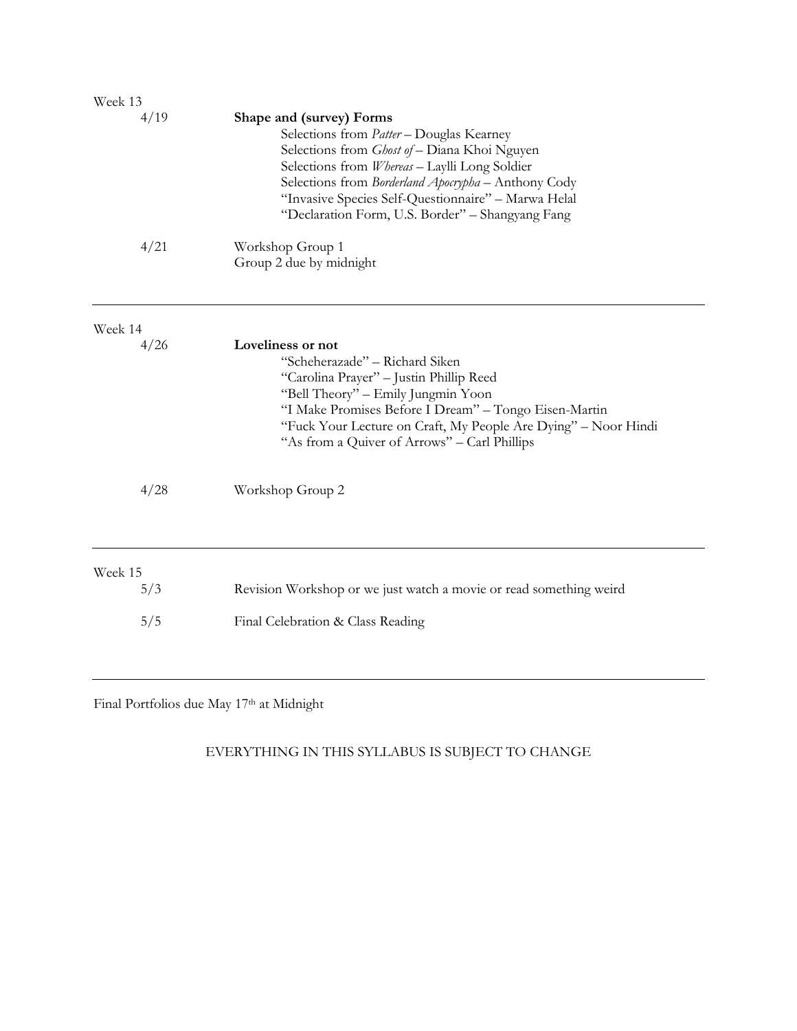Week 13

4/19 **Shape and (survey) Forms**

- Selections from *Patter* – Douglas Kearney
- Selections from *Ghost of* – Diana Khoi Nguyen
- Selections from *Whereas* – Laylli Long Soldier
- Selections from *Borderland Apocrypha* – Anthony Cody
- "Invasive Species Self-Questionnaire" – Marwa Helal
- "Declaration Form, U.S. Border" – Shangyang Fang

4/21 Workshop Group 1
Group 2 due by midnight

---

Week 14

4/26 **Loveliness or not**

- "Scheherazade" – Richard Siken
- "Carolina Prayer" – Justin Phillip Reed
- "Bell Theory" – Emily Jungmin Yoon
- "I Make Promises Before I Dream" – Tongo Eisen-Martin
- "Fuck Your Lecture on Craft, My People Are Dying" – Noor Hindi
- "As from a Quiver of Arrows" – Carl Phillips

4/28 Workshop Group 2

---

Week 15

5/3 Revision Workshop or we just watch a movie or read something weird

5/5 Final Celebration & Class Reading

---

Final Portfolios due May 17th at Midnight

EVERYTHING IN THIS SYLLABUS IS SUBJECT TO CHANGE